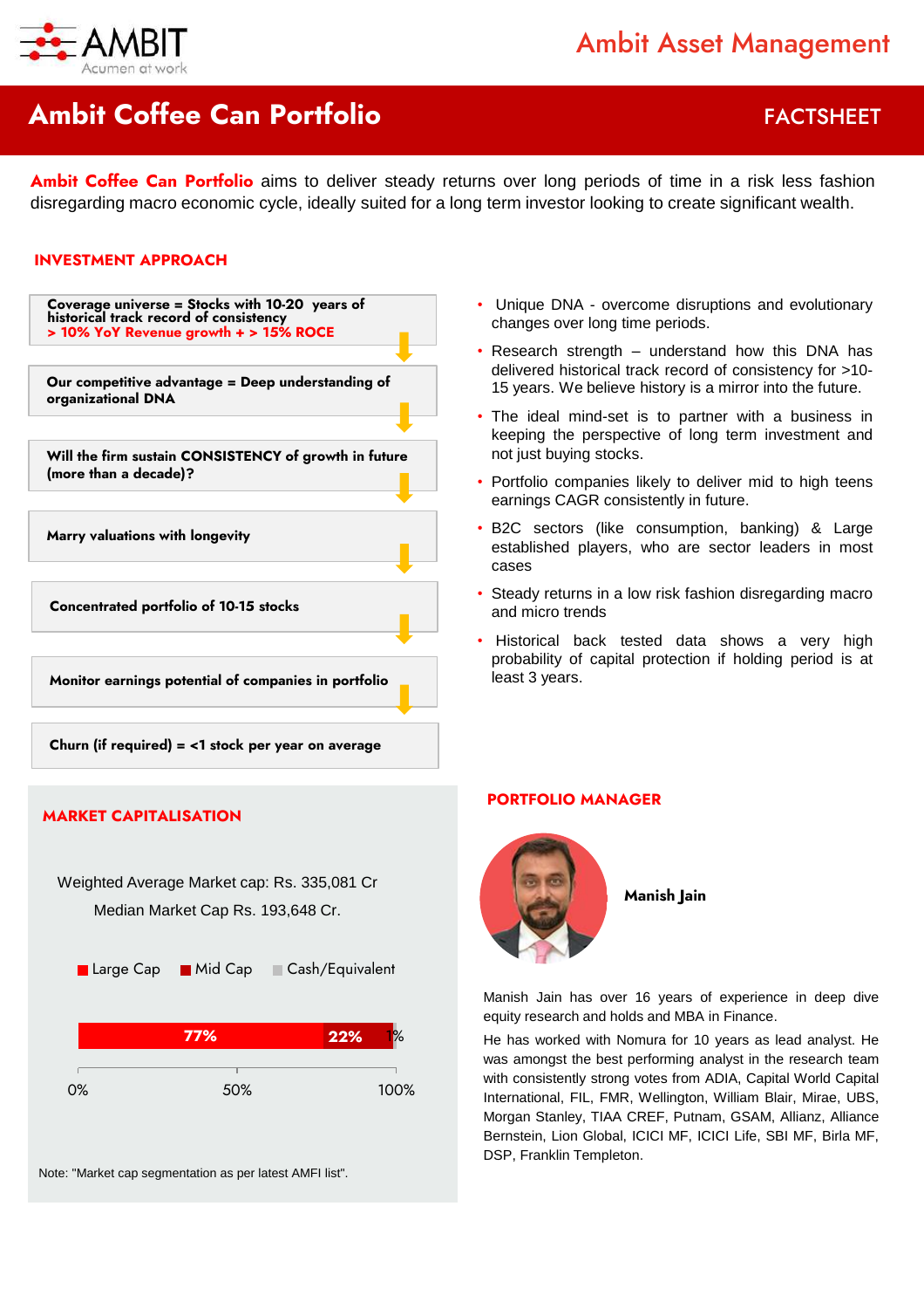# Ambit Coffee Can Portfolio

FACTSHEET

**Ambit Coffee Can Portfolio** aims to deliver steady returns over long periods of time in a risk less fashion disregarding macro economic cycle, ideally suited for a long term investor looking to create significant wealth.

## INVESTMENT APPROACH

- **Coverage universe = Stocks with 10-20 years of historical track record of consistency**
  **> 10% YoY Revenue growth + > 15% ROCE**
- **Our competitive advantage = Deep understanding of organizational DNA**
- **Will the firm sustain CONSISTENCY of growth in future (more than a decade)?**
- **Marry valuations with longevity**
- **Concentrated portfolio of 10-15 stocks**
- **Monitor earnings potential of companies in portfolio**
- **Churn (if required) = <1 stock per year on average**

- Unique DNA - overcome disruptions and evolutionary changes over long time periods.
- Research strength – understand how this DNA has delivered historical track record of consistency for >10-15 years. We believe history is a mirror into the future.
- The ideal mind-set is to partner with a business in keeping the perspective of long term investment and not just buying stocks.
- Portfolio companies likely to deliver mid to high teens earnings CAGR consistently in future.
- B2C sectors (like consumption, banking) & Large established players, who are sector leaders in most cases
- Steady returns in a low risk fashion disregarding macro and micro trends
- Historical back tested data shows a very high probability of capital protection if holding period is at least 3 years.

## MARKET CAPITALISATION

Weighted Average Market cap: Rs. 335,081 Cr

Median Market Cap Rs. 193,648 Cr.

| Large Cap | Mid Cap | Cash/Equivalent |
|---|---|---|
| 77% | 22% | 1% |

Note: "Market cap segmentation as per latest AMFI list".

## PORTFOLIO MANAGER

**Manish Jain**

Manish Jain has over 16 years of experience in deep dive equity research and holds and MBA in Finance.

He has worked with Nomura for 10 years as lead analyst. He was amongst the best performing analyst in the research team with consistently strong votes from ADIA, Capital World Capital International, FIL, FMR, Wellington, William Blair, Mirae, UBS, Morgan Stanley, TIAA CREF, Putnam, GSAM, Allianz, Alliance Bernstein, Lion Global, ICICI MF, ICICI Life, SBI MF, Birla MF, DSP, Franklin Templeton.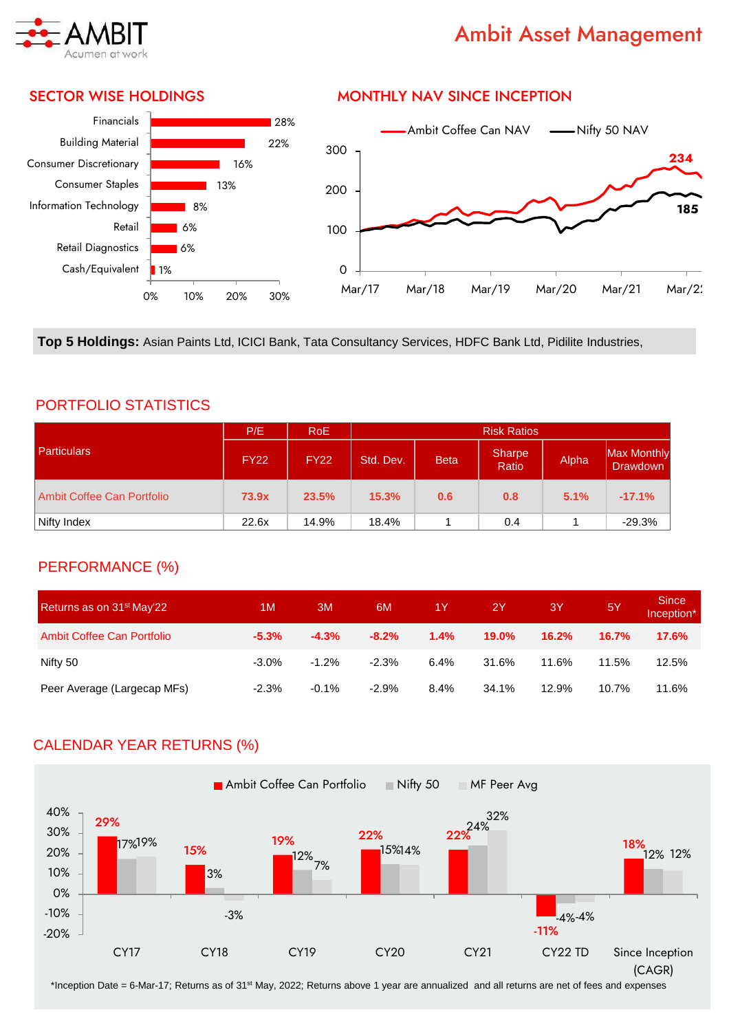Ambit Asset Management

## SECTOR WISE HOLDINGS

| Sector | Weight |
|---|---|
| Financials | 28% |
| Building Material | 22% |
| Consumer Discretionary | 16% |
| Consumer Staples | 13% |
| Information Technology | 8% |
| Retail | 6% |
| Retail Diagnostics | 6% |
| Cash/Equivalent | 1% |

## MONTHLY NAV SINCE INCEPTION

Ambit Coffee Can NAV: 234
Nifty 50 NAV: 185

**Top 5 Holdings:** Asian Paints Ltd, ICICI Bank, Tata Consultancy Services, HDFC Bank Ltd, Pidilite Industries,

## PORTFOLIO STATISTICS

| Particulars | P/E | RoE | Risk Ratios | | | | |
|---|---|---|---|---|---|---|---|
| | FY22 | FY22 | Std. Dev. | Beta | Sharpe Ratio | Alpha | Max Monthly Drawdown |
| Ambit Coffee Can Portfolio | 73.9x | 23.5% | 15.3% | 0.6 | 0.8 | 5.1% | -17.1% |
| Nifty Index | 22.6x | 14.9% | 18.4% | 1 | 0.4 | 1 | -29.3% |

## PERFORMANCE (%)

| Returns as on 31st May'22 | 1M | 3M | 6M | 1Y | 2Y | 3Y | 5Y | Since Inception* |
|---|---|---|---|---|---|---|---|---|
| Ambit Coffee Can Portfolio | -5.3% | -4.3% | -8.2% | 1.4% | 19.0% | 16.2% | 16.7% | 17.6% |
| Nifty 50 | -3.0% | -1.2% | -2.3% | 6.4% | 31.6% | 11.6% | 11.5% | 12.5% |
| Peer Average (Largecap MFs) | -2.3% | -0.1% | -2.9% | 8.4% | 34.1% | 12.9% | 10.7% | 11.6% |

## CALENDAR YEAR RETURNS (%)

| | CY17 | CY18 | CY19 | CY20 | CY21 | CY22 TD | Since Inception (CAGR) |
|---|---|---|---|---|---|---|---|
| Ambit Coffee Can Portfolio | 29% | 15% | 19% | 22% | 22% | -11% | 18% |
| Nifty 50 | 17% | 3% | 12% | 15% | 24% | -4% | 12% |
| MF Peer Avg | 19% | -3% | 7% | 14% | 32% | -4% | 12% |

*Inception Date = 6-Mar-17; Returns as of 31st May, 2022; Returns above 1 year are annualized and all returns are net of fees and expenses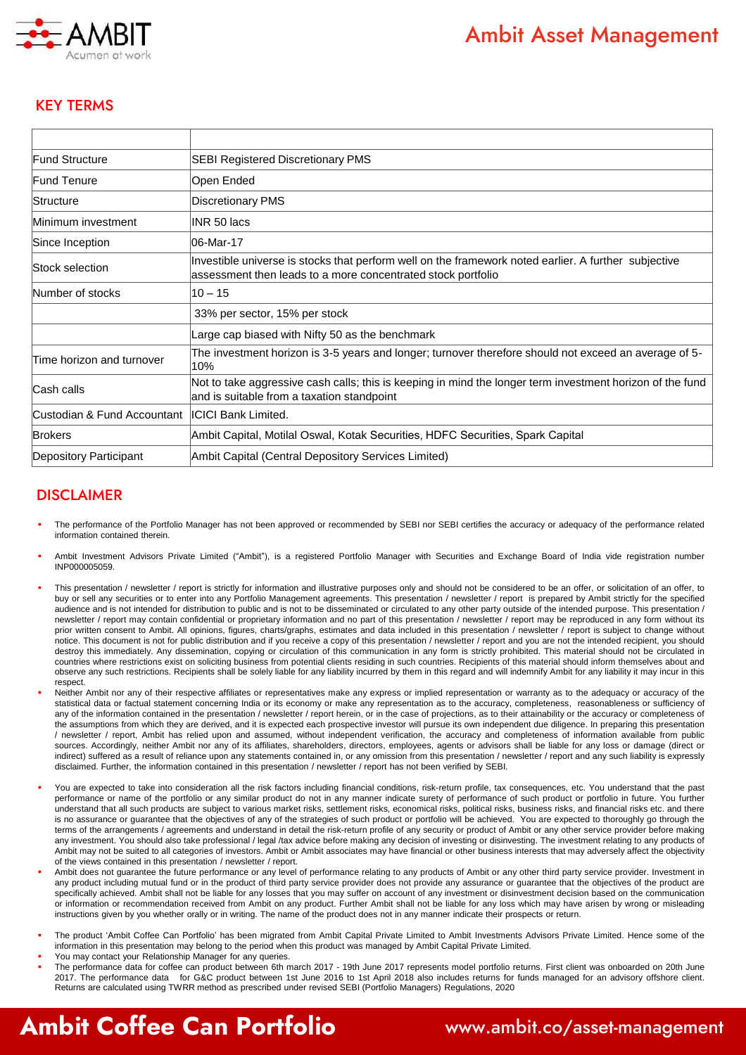## KEY TERMS

| | |
|---|---|
| Fund Structure | SEBI Registered Discretionary PMS |
| Fund Tenure | Open Ended |
| Structure | Discretionary PMS |
| Minimum investment | INR 50 lacs |
| Since Inception | 06-Mar-17 |
| Stock selection | Investible universe is stocks that perform well on the framework noted earlier. A further subjective assessment then leads to a more concentrated stock portfolio |
| Number of stocks | 10 – 15 |
| | 33% per sector, 15% per stock |
| | Large cap biased with Nifty 50 as the benchmark |
| Time horizon and turnover | The investment horizon is 3-5 years and longer; turnover therefore should not exceed an average of 5-10% |
| Cash calls | Not to take aggressive cash calls; this is keeping in mind the longer term investment horizon of the fund and is suitable from a taxation standpoint |
| Custodian & Fund Accountant | ICICI Bank Limited. |
| Brokers | Ambit Capital, Motilal Oswal, Kotak Securities, HDFC Securities, Spark Capital |
| Depository Participant | Ambit Capital (Central Depository Services Limited) |

## DISCLAIMER

- The performance of the Portfolio Manager has not been approved or recommended by SEBI nor SEBI certifies the accuracy or adequacy of the performance related information contained therein.
- Ambit Investment Advisors Private Limited ("Ambit"), is a registered Portfolio Manager with Securities and Exchange Board of India vide registration number INP000005059.
- This presentation / newsletter / report is strictly for information and illustrative purposes only and should not be considered to be an offer, or solicitation of an offer, to buy or sell any securities or to enter into any Portfolio Management agreements. This presentation / newsletter / report is prepared by Ambit strictly for the specified audience and is not intended for distribution to public and is not to be disseminated or circulated to any other party outside of the intended purpose. This presentation / newsletter / report may contain confidential or proprietary information and no part of this presentation / newsletter / report may be reproduced in any form without its prior written consent to Ambit. All opinions, figures, charts/graphs, estimates and data included in this presentation / newsletter / report is subject to change without notice. This document is not for public distribution and if you receive a copy of this presentation / newsletter / report and you are not the intended recipient, you should destroy this immediately. Any dissemination, copying or circulation of this communication in any form is strictly prohibited. This material should not be circulated in countries where restrictions exist on soliciting business from potential clients residing in such countries. Recipients of this material should inform themselves about and observe any such restrictions. Recipients shall be solely liable for any liability incurred by them in this regard and will indemnify Ambit for any liability it may incur in this respect.
- Neither Ambit nor any of their respective affiliates or representatives make any express or implied representation or warranty as to the adequacy or accuracy of the statistical data or factual statement concerning India or its economy or make any representation as to the accuracy, completeness, reasonableness or sufficiency of any of the information contained in the presentation / newsletter / report herein, or in the case of projections, as to their attainability or the accuracy or completeness of the assumptions from which they are derived, and it is expected each prospective investor will pursue its own independent due diligence. In preparing this presentation / newsletter / report, Ambit has relied upon and assumed, without independent verification, the accuracy and completeness of information available from public sources. Accordingly, neither Ambit nor any of its affiliates, shareholders, directors, employees, agents or advisors shall be liable for any loss or damage (direct or indirect) suffered as a result of reliance upon any statements contained in, or any omission from this presentation / newsletter / report and any such liability is expressly disclaimed. Further, the information contained in this presentation / newsletter / report has not been verified by SEBI.
- You are expected to take into consideration all the risk factors including financial conditions, risk-return profile, tax consequences, etc. You understand that the past performance or name of the portfolio or any similar product do not in any manner indicate surety of performance of such product or portfolio in future. You further understand that all such products are subject to various market risks, settlement risks, economical risks, political risks, business risks, and financial risks etc. and there is no assurance or guarantee that the objectives of any of the strategies of such product or portfolio will be achieved. You are expected to thoroughly go through the terms of the arrangements / agreements and understand in detail the risk-return profile of any security or product of Ambit or any other service provider before making any investment. You should also take professional / legal /tax advice before making any decision of investing or disinvesting. The investment relating to any products of Ambit may not be suited to all categories of investors. Ambit or Ambit associates may have financial or other business interests that may adversely affect the objectivity of the views contained in this presentation / newsletter / report.
- Ambit does not guarantee the future performance or any level of performance relating to any products of Ambit or any other third party service provider. Investment in any product including mutual fund or in the product of third party service provider does not provide any assurance or guarantee that the objectives of the product are specifically achieved. Ambit shall not be liable for any losses that you may suffer on account of any investment or disinvestment decision based on the communication or information or recommendation received from Ambit on any product. Further Ambit shall not be liable for any loss which may have arisen by wrong or misleading instructions given by you whether orally or in writing. The name of the product does not in any manner indicate their prospects or return.
- The product 'Ambit Coffee Can Portfolio' has been migrated from Ambit Capital Private Limited to Ambit Investments Advisors Private Limited. Hence some of the information in this presentation may belong to the period when this product was managed by Ambit Capital Private Limited.
- You may contact your Relationship Manager for any queries.
- The performance data for coffee can product between 6th march 2017 - 19th June 2017 represents model portfolio returns. First client was onboarded on 20th June 2017. The performance data for G&C product between 1st June 2016 to 1st April 2018 also includes returns for funds managed for an advisory offshore client. Returns are calculated using TWRR method as prescribed under revised SEBI (Portfolio Managers) Regulations, 2020